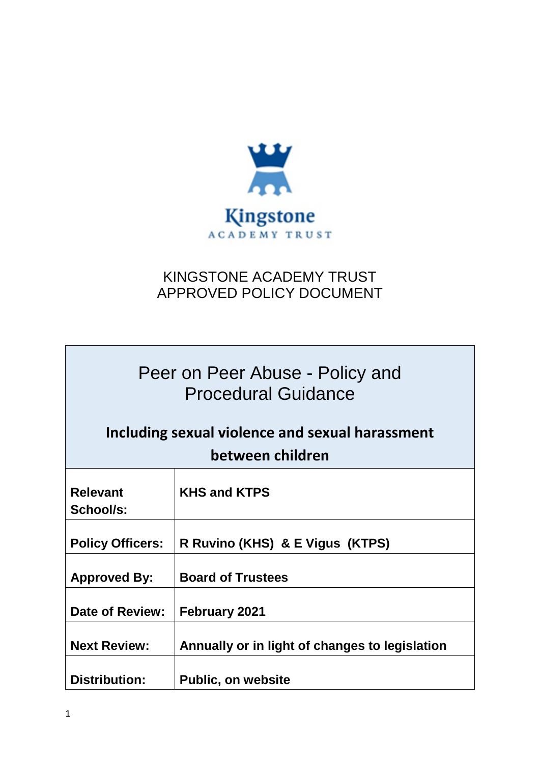Kingstone
ACADEMY TRUST

KINGSTONE ACADEMY TRUST
APPROVED POLICY DOCUMENT

# Peer on Peer Abuse - Policy and Procedural Guidance

## Including sexual violence and sexual harassment between children

| | |
|---|---|
| **Relevant School/s:** | **KHS and KTPS** |
| **Policy Officers:** | **R Ruvino (KHS) & E Vigus (KTPS)** |
| **Approved By:** | **Board of Trustees** |
| **Date of Review:** | **February 2021** |
| **Next Review:** | **Annually or in light of changes to legislation** |
| **Distribution:** | **Public, on website** |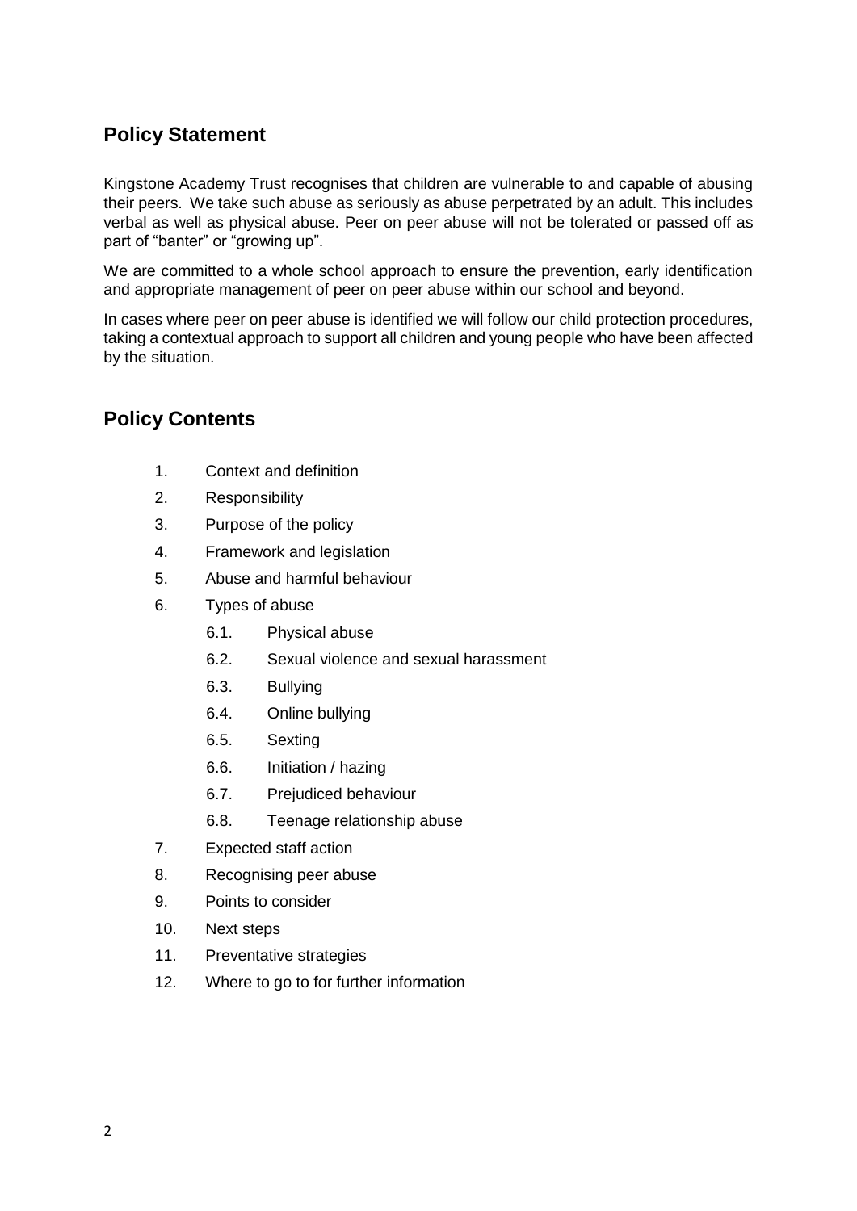## Policy Statement

Kingstone Academy Trust recognises that children are vulnerable to and capable of abusing their peers. We take such abuse as seriously as abuse perpetrated by an adult. This includes verbal as well as physical abuse. Peer on peer abuse will not be tolerated or passed off as part of "banter" or "growing up".

We are committed to a whole school approach to ensure the prevention, early identification and appropriate management of peer on peer abuse within our school and beyond.

In cases where peer on peer abuse is identified we will follow our child protection procedures, taking a contextual approach to support all children and young people who have been affected by the situation.

## Policy Contents

1. Context and definition
2. Responsibility
3. Purpose of the policy
4. Framework and legislation
5. Abuse and harmful behaviour
6. Types of abuse
    - 6.1. Physical abuse
    - 6.2. Sexual violence and sexual harassment
    - 6.3. Bullying
    - 6.4. Online bullying
    - 6.5. Sexting
    - 6.6. Initiation / hazing
    - 6.7. Prejudiced behaviour
    - 6.8. Teenage relationship abuse
7. Expected staff action
8. Recognising peer abuse
9. Points to consider
10. Next steps
11. Preventative strategies
12. Where to go to for further information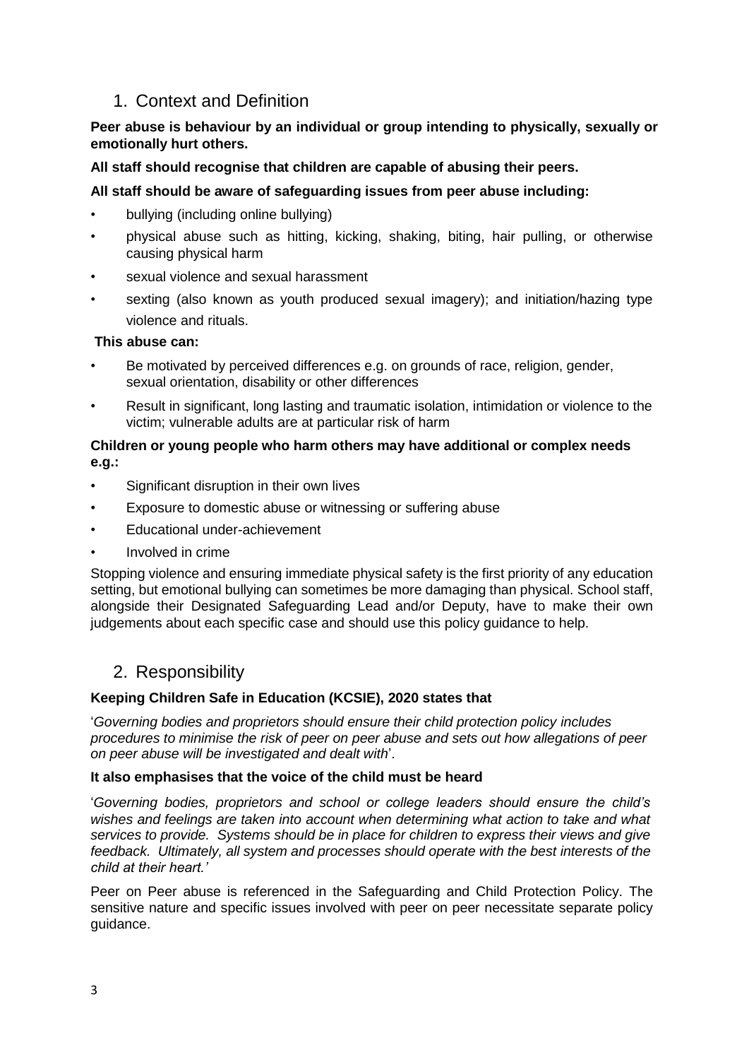## 1. Context and Definition

**Peer abuse is behaviour by an individual or group intending to physically, sexually or emotionally hurt others.**

**All staff should recognise that children are capable of abusing their peers.**

**All staff should be aware of safeguarding issues from peer abuse including:**

- bullying (including online bullying)
- physical abuse such as hitting, kicking, shaking, biting, hair pulling, or otherwise causing physical harm
- sexual violence and sexual harassment
- sexting (also known as youth produced sexual imagery); and initiation/hazing type violence and rituals.

**This abuse can:**

- Be motivated by perceived differences e.g. on grounds of race, religion, gender, sexual orientation, disability or other differences
- Result in significant, long lasting and traumatic isolation, intimidation or violence to the victim; vulnerable adults are at particular risk of harm

**Children or young people who harm others may have additional or complex needs e.g.:**

- Significant disruption in their own lives
- Exposure to domestic abuse or witnessing or suffering abuse
- Educational under-achievement
- Involved in crime

Stopping violence and ensuring immediate physical safety is the first priority of any education setting, but emotional bullying can sometimes be more damaging than physical. School staff, alongside their Designated Safeguarding Lead and/or Deputy, have to make their own judgements about each specific case and should use this policy guidance to help.

## 2. Responsibility

**Keeping Children Safe in Education (KCSIE), 2020 states that**

'*Governing bodies and proprietors should ensure their child protection policy includes procedures to minimise the risk of peer on peer abuse and sets out how allegations of peer on peer abuse will be investigated and dealt with*'.

**It also emphasises that the voice of the child must be heard**

'*Governing bodies, proprietors and school or college leaders should ensure the child's wishes and feelings are taken into account when determining what action to take and what services to provide. Systems should be in place for children to express their views and give feedback. Ultimately, all system and processes should operate with the best interests of the child at their heart.'*

Peer on Peer abuse is referenced in the Safeguarding and Child Protection Policy. The sensitive nature and specific issues involved with peer on peer necessitate separate policy guidance.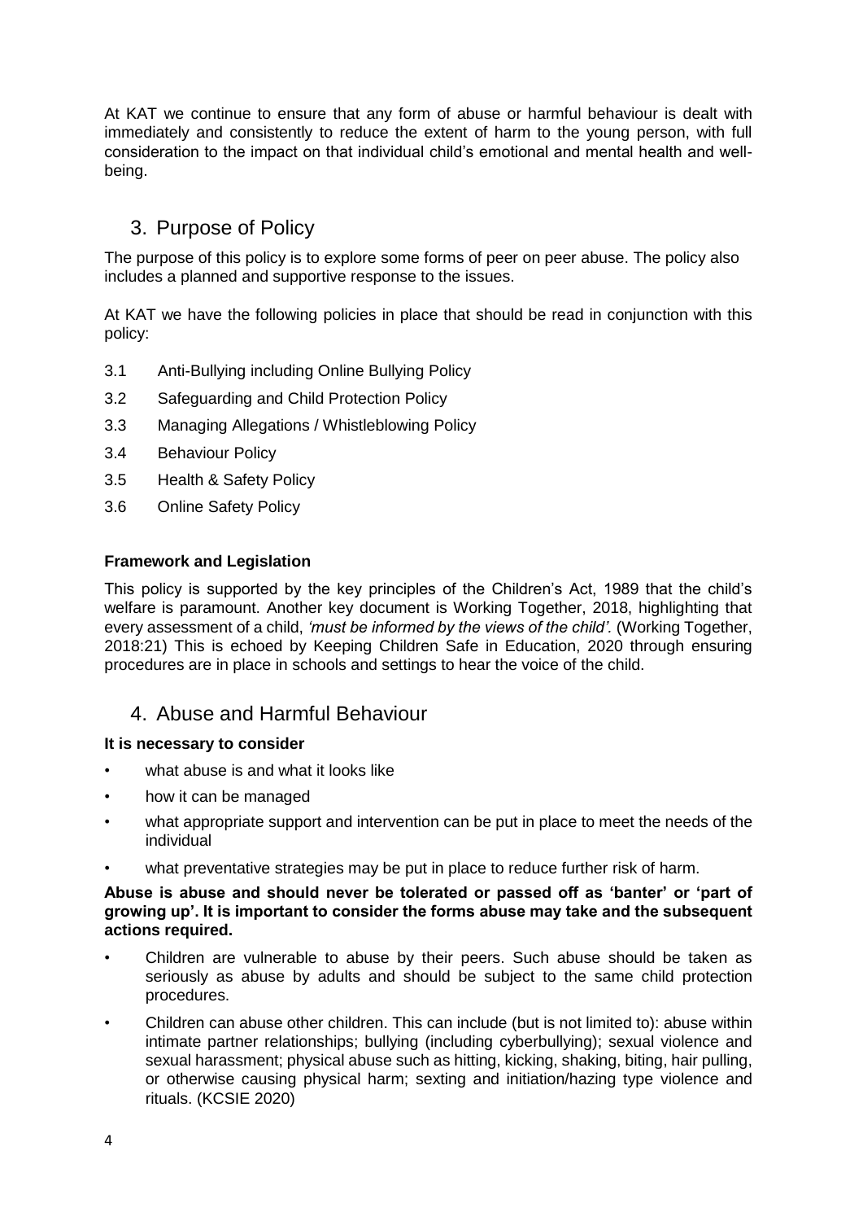At KAT we continue to ensure that any form of abuse or harmful behaviour is dealt with immediately and consistently to reduce the extent of harm to the young person, with full consideration to the impact on that individual child's emotional and mental health and well-being.

## 3. Purpose of Policy

The purpose of this policy is to explore some forms of peer on peer abuse. The policy also includes a planned and supportive response to the issues.

At KAT we have the following policies in place that should be read in conjunction with this policy:

3.1 Anti-Bullying including Online Bullying Policy

3.2 Safeguarding and Child Protection Policy

3.3 Managing Allegations / Whistleblowing Policy

3.4 Behaviour Policy

3.5 Health & Safety Policy

3.6 Online Safety Policy

**Framework and Legislation**

This policy is supported by the key principles of the Children's Act, 1989 that the child's welfare is paramount. Another key document is Working Together, 2018, highlighting that every assessment of a child, *'must be informed by the views of the child'.* (Working Together, 2018:21) This is echoed by Keeping Children Safe in Education, 2020 through ensuring procedures are in place in schools and settings to hear the voice of the child.

## 4. Abuse and Harmful Behaviour

**It is necessary to consider**

- what abuse is and what it looks like
- how it can be managed
- what appropriate support and intervention can be put in place to meet the needs of the individual
- what preventative strategies may be put in place to reduce further risk of harm.

**Abuse is abuse and should never be tolerated or passed off as 'banter' or 'part of growing up'. It is important to consider the forms abuse may take and the subsequent actions required.**

- Children are vulnerable to abuse by their peers. Such abuse should be taken as seriously as abuse by adults and should be subject to the same child protection procedures.
- Children can abuse other children. This can include (but is not limited to): abuse within intimate partner relationships; bullying (including cyberbullying); sexual violence and sexual harassment; physical abuse such as hitting, kicking, shaking, biting, hair pulling, or otherwise causing physical harm; sexting and initiation/hazing type violence and rituals. (KCSIE 2020)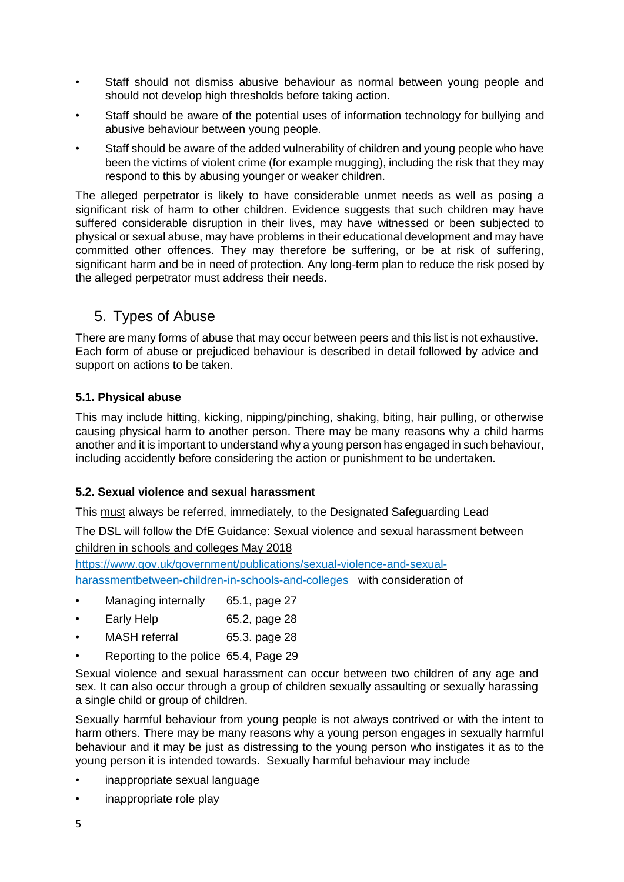- Staff should not dismiss abusive behaviour as normal between young people and should not develop high thresholds before taking action.
- Staff should be aware of the potential uses of information technology for bullying and abusive behaviour between young people.
- Staff should be aware of the added vulnerability of children and young people who have been the victims of violent crime (for example mugging), including the risk that they may respond to this by abusing younger or weaker children.

The alleged perpetrator is likely to have considerable unmet needs as well as posing a significant risk of harm to other children. Evidence suggests that such children may have suffered considerable disruption in their lives, may have witnessed or been subjected to physical or sexual abuse, may have problems in their educational development and may have committed other offences. They may therefore be suffering, or be at risk of suffering, significant harm and be in need of protection. Any long-term plan to reduce the risk posed by the alleged perpetrator must address their needs.

## 5. Types of Abuse

There are many forms of abuse that may occur between peers and this list is not exhaustive. Each form of abuse or prejudiced behaviour is described in detail followed by advice and support on actions to be taken.

### 5.1. Physical abuse

This may include hitting, kicking, nipping/pinching, shaking, biting, hair pulling, or otherwise causing physical harm to another person. There may be many reasons why a child harms another and it is important to understand why a young person has engaged in such behaviour, including accidently before considering the action or punishment to be undertaken.

### 5.2. Sexual violence and sexual harassment

This must always be referred, immediately, to the Designated Safeguarding Lead

The DSL will follow the DfE Guidance: Sexual violence and sexual harassment between children in schools and colleges May 2018

[https://www.gov.uk/government/publications/sexual-violence-and-sexual-harassmentbetween-children-in-schools-and-colleges](https://www.gov.uk/government/publications/sexual-violence-and-sexual-harassmentbetween-children-in-schools-and-colleges) with consideration of

- Managing internally 65.1, page 27
- Early Help 65.2, page 28
- MASH referral 65.3. page 28
- Reporting to the police 65.4, Page 29

Sexual violence and sexual harassment can occur between two children of any age and sex. It can also occur through a group of children sexually assaulting or sexually harassing a single child or group of children.

Sexually harmful behaviour from young people is not always contrived or with the intent to harm others. There may be many reasons why a young person engages in sexually harmful behaviour and it may be just as distressing to the young person who instigates it as to the young person it is intended towards. Sexually harmful behaviour may include

- inappropriate sexual language
- inappropriate role play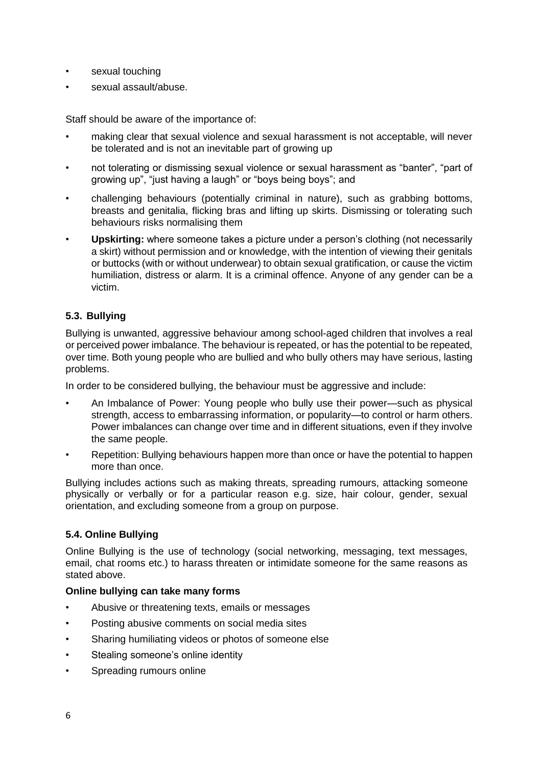- sexual touching
- sexual assault/abuse.

Staff should be aware of the importance of:

- making clear that sexual violence and sexual harassment is not acceptable, will never be tolerated and is not an inevitable part of growing up
- not tolerating or dismissing sexual violence or sexual harassment as "banter", "part of growing up", "just having a laugh" or "boys being boys"; and
- challenging behaviours (potentially criminal in nature), such as grabbing bottoms, breasts and genitalia, flicking bras and lifting up skirts. Dismissing or tolerating such behaviours risks normalising them
- **Upskirting:** where someone takes a picture under a person's clothing (not necessarily a skirt) without permission and or knowledge, with the intention of viewing their genitals or buttocks (with or without underwear) to obtain sexual gratification, or cause the victim humiliation, distress or alarm. It is a criminal offence. Anyone of any gender can be a victim.

### 5.3. Bullying

Bullying is unwanted, aggressive behaviour among school-aged children that involves a real or perceived power imbalance. The behaviour is repeated, or has the potential to be repeated, over time. Both young people who are bullied and who bully others may have serious, lasting problems.

In order to be considered bullying, the behaviour must be aggressive and include:

- An Imbalance of Power: Young people who bully use their power—such as physical strength, access to embarrassing information, or popularity—to control or harm others. Power imbalances can change over time and in different situations, even if they involve the same people.
- Repetition: Bullying behaviours happen more than once or have the potential to happen more than once.

Bullying includes actions such as making threats, spreading rumours, attacking someone physically or verbally or for a particular reason e.g. size, hair colour, gender, sexual orientation, and excluding someone from a group on purpose.

### 5.4. Online Bullying

Online Bullying is the use of technology (social networking, messaging, text messages, email, chat rooms etc.) to harass threaten or intimidate someone for the same reasons as stated above.

**Online bullying can take many forms**

- Abusive or threatening texts, emails or messages
- Posting abusive comments on social media sites
- Sharing humiliating videos or photos of someone else
- Stealing someone's online identity
- Spreading rumours online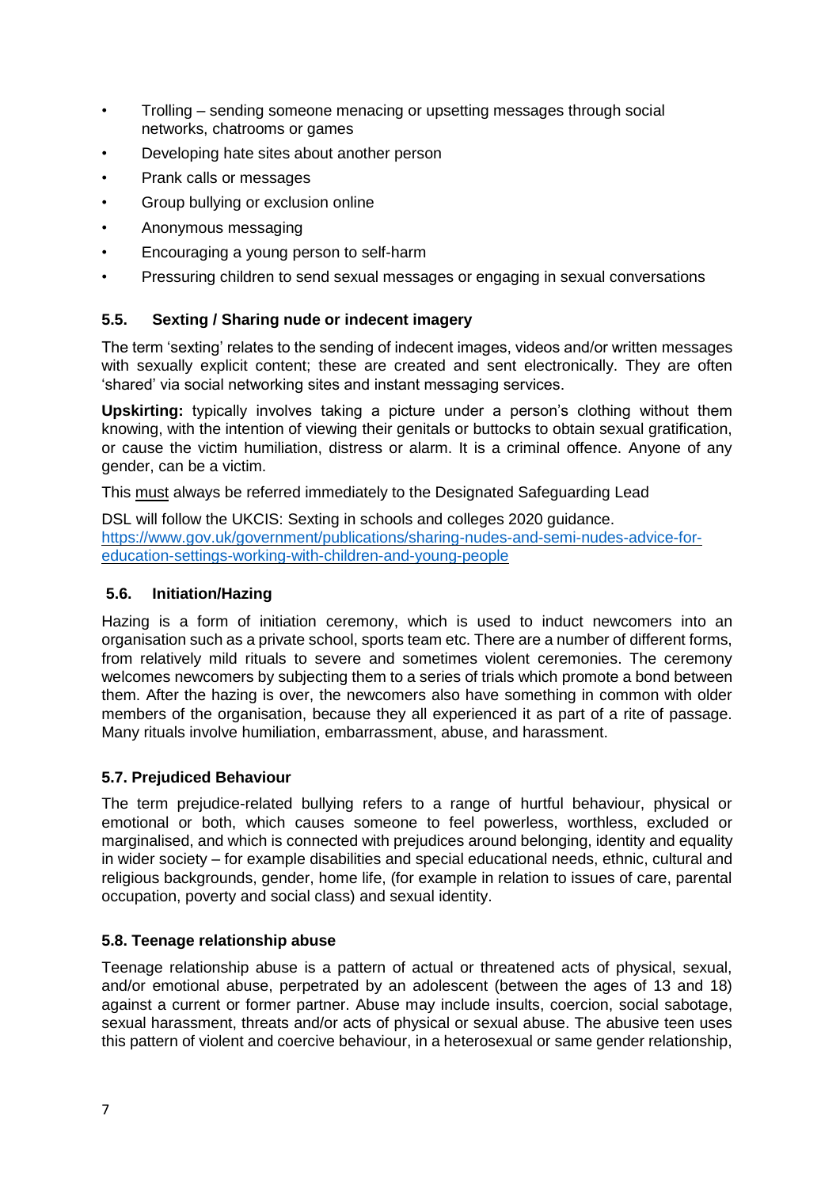- Trolling – sending someone menacing or upsetting messages through social networks, chatrooms or games
- Developing hate sites about another person
- Prank calls or messages
- Group bullying or exclusion online
- Anonymous messaging
- Encouraging a young person to self-harm
- Pressuring children to send sexual messages or engaging in sexual conversations

### 5.5. Sexting / Sharing nude or indecent imagery

The term 'sexting' relates to the sending of indecent images, videos and/or written messages with sexually explicit content; these are created and sent electronically. They are often 'shared' via social networking sites and instant messaging services.

**Upskirting:** typically involves taking a picture under a person's clothing without them knowing, with the intention of viewing their genitals or buttocks to obtain sexual gratification, or cause the victim humiliation, distress or alarm. It is a criminal offence. Anyone of any gender, can be a victim.

This must always be referred immediately to the Designated Safeguarding Lead

DSL will follow the UKCIS: Sexting in schools and colleges 2020 guidance.
[https://www.gov.uk/government/publications/sharing-nudes-and-semi-nudes-advice-for-education-settings-working-with-children-and-young-people](https://www.gov.uk/government/publications/sharing-nudes-and-semi-nudes-advice-for-education-settings-working-with-children-and-young-people)

### 5.6. Initiation/Hazing

Hazing is a form of initiation ceremony, which is used to induct newcomers into an organisation such as a private school, sports team etc. There are a number of different forms, from relatively mild rituals to severe and sometimes violent ceremonies. The ceremony welcomes newcomers by subjecting them to a series of trials which promote a bond between them. After the hazing is over, the newcomers also have something in common with older members of the organisation, because they all experienced it as part of a rite of passage. Many rituals involve humiliation, embarrassment, abuse, and harassment.

### 5.7. Prejudiced Behaviour

The term prejudice-related bullying refers to a range of hurtful behaviour, physical or emotional or both, which causes someone to feel powerless, worthless, excluded or marginalised, and which is connected with prejudices around belonging, identity and equality in wider society – for example disabilities and special educational needs, ethnic, cultural and religious backgrounds, gender, home life, (for example in relation to issues of care, parental occupation, poverty and social class) and sexual identity.

### 5.8. Teenage relationship abuse

Teenage relationship abuse is a pattern of actual or threatened acts of physical, sexual, and/or emotional abuse, perpetrated by an adolescent (between the ages of 13 and 18) against a current or former partner. Abuse may include insults, coercion, social sabotage, sexual harassment, threats and/or acts of physical or sexual abuse. The abusive teen uses this pattern of violent and coercive behaviour, in a heterosexual or same gender relationship,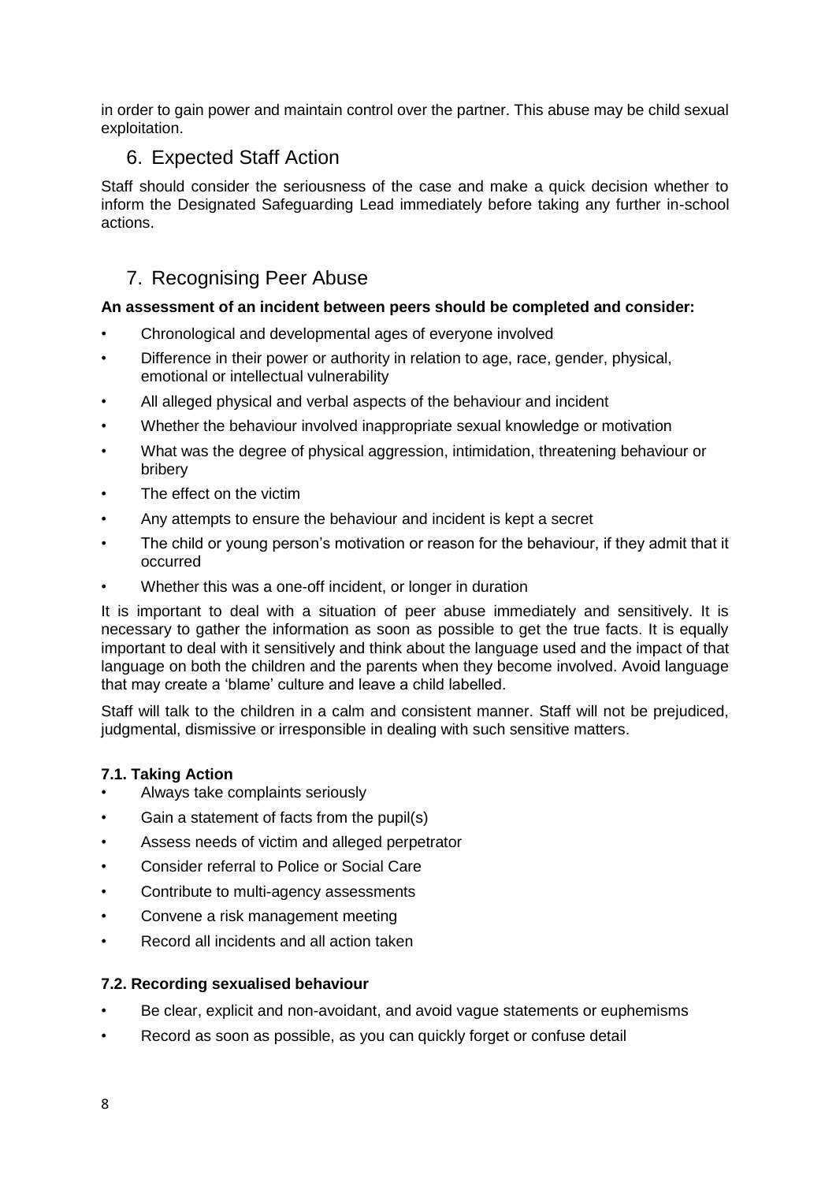in order to gain power and maintain control over the partner. This abuse may be child sexual exploitation.

## 6. Expected Staff Action

Staff should consider the seriousness of the case and make a quick decision whether to inform the Designated Safeguarding Lead immediately before taking any further in-school actions.

## 7. Recognising Peer Abuse

**An assessment of an incident between peers should be completed and consider:**

- Chronological and developmental ages of everyone involved
- Difference in their power or authority in relation to age, race, gender, physical, emotional or intellectual vulnerability
- All alleged physical and verbal aspects of the behaviour and incident
- Whether the behaviour involved inappropriate sexual knowledge or motivation
- What was the degree of physical aggression, intimidation, threatening behaviour or bribery
- The effect on the victim
- Any attempts to ensure the behaviour and incident is kept a secret
- The child or young person's motivation or reason for the behaviour, if they admit that it occurred
- Whether this was a one-off incident, or longer in duration

It is important to deal with a situation of peer abuse immediately and sensitively. It is necessary to gather the information as soon as possible to get the true facts. It is equally important to deal with it sensitively and think about the language used and the impact of that language on both the children and the parents when they become involved. Avoid language that may create a 'blame' culture and leave a child labelled.

Staff will talk to the children in a calm and consistent manner. Staff will not be prejudiced, judgmental, dismissive or irresponsible in dealing with such sensitive matters.

### 7.1. Taking Action

- Always take complaints seriously
- Gain a statement of facts from the pupil(s)
- Assess needs of victim and alleged perpetrator
- Consider referral to Police or Social Care
- Contribute to multi-agency assessments
- Convene a risk management meeting
- Record all incidents and all action taken

### 7.2. Recording sexualised behaviour

- Be clear, explicit and non-avoidant, and avoid vague statements or euphemisms
- Record as soon as possible, as you can quickly forget or confuse detail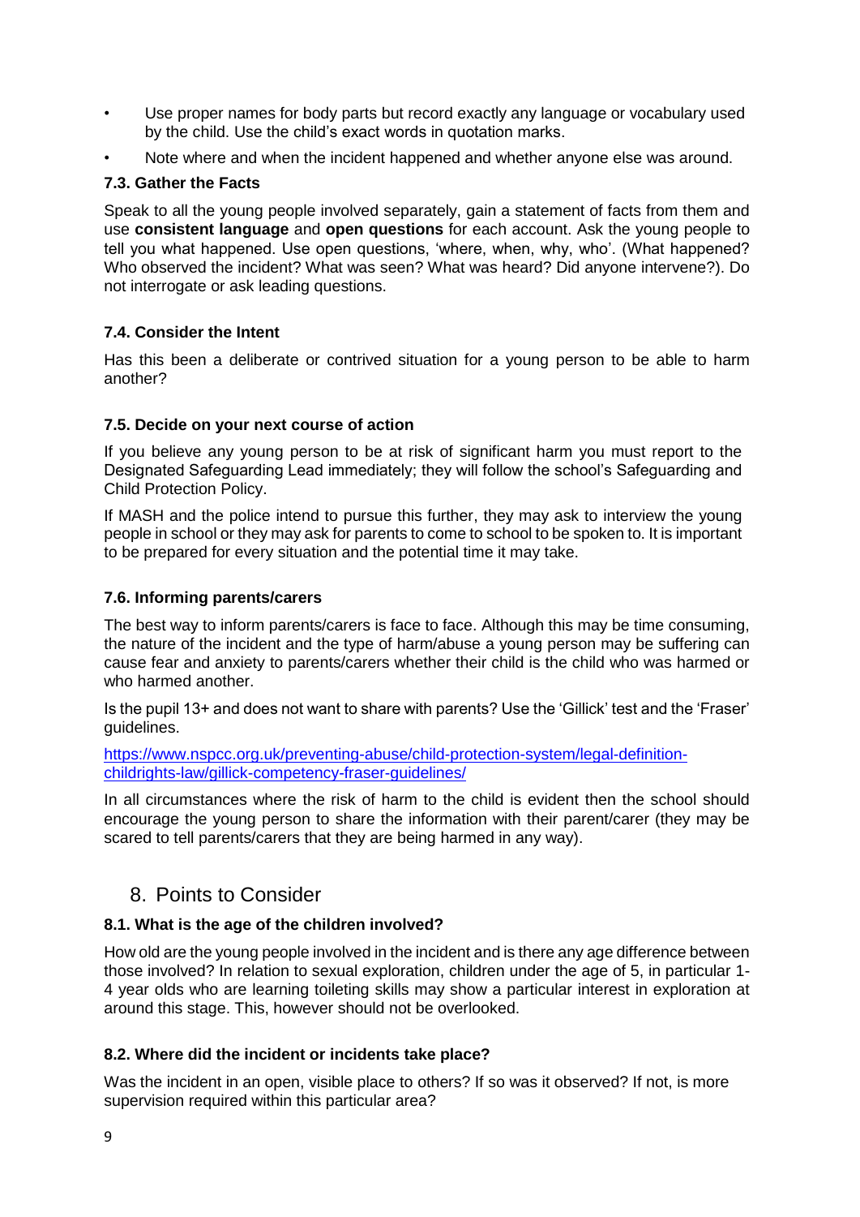- Use proper names for body parts but record exactly any language or vocabulary used by the child. Use the child's exact words in quotation marks.
- Note where and when the incident happened and whether anyone else was around.

### 7.3. Gather the Facts

Speak to all the young people involved separately, gain a statement of facts from them and use **consistent language** and **open questions** for each account. Ask the young people to tell you what happened. Use open questions, 'where, when, why, who'. (What happened? Who observed the incident? What was seen? What was heard? Did anyone intervene?). Do not interrogate or ask leading questions.

### 7.4. Consider the Intent

Has this been a deliberate or contrived situation for a young person to be able to harm another?

### 7.5. Decide on your next course of action

If you believe any young person to be at risk of significant harm you must report to the Designated Safeguarding Lead immediately; they will follow the school's Safeguarding and Child Protection Policy.

If MASH and the police intend to pursue this further, they may ask to interview the young people in school or they may ask for parents to come to school to be spoken to. It is important to be prepared for every situation and the potential time it may take.

### 7.6. Informing parents/carers

The best way to inform parents/carers is face to face. Although this may be time consuming, the nature of the incident and the type of harm/abuse a young person may be suffering can cause fear and anxiety to parents/carers whether their child is the child who was harmed or who harmed another.

Is the pupil 13+ and does not want to share with parents? Use the 'Gillick' test and the 'Fraser' guidelines.

https://www.nspcc.org.uk/preventing-abuse/child-protection-system/legal-definition-childrights-law/gillick-competency-fraser-guidelines/

In all circumstances where the risk of harm to the child is evident then the school should encourage the young person to share the information with their parent/carer (they may be scared to tell parents/carers that they are being harmed in any way).

## 8. Points to Consider

### 8.1. What is the age of the children involved?

How old are the young people involved in the incident and is there any age difference between those involved? In relation to sexual exploration, children under the age of 5, in particular 1-4 year olds who are learning toileting skills may show a particular interest in exploration at around this stage. This, however should not be overlooked.

### 8.2. Where did the incident or incidents take place?

Was the incident in an open, visible place to others? If so was it observed? If not, is more supervision required within this particular area?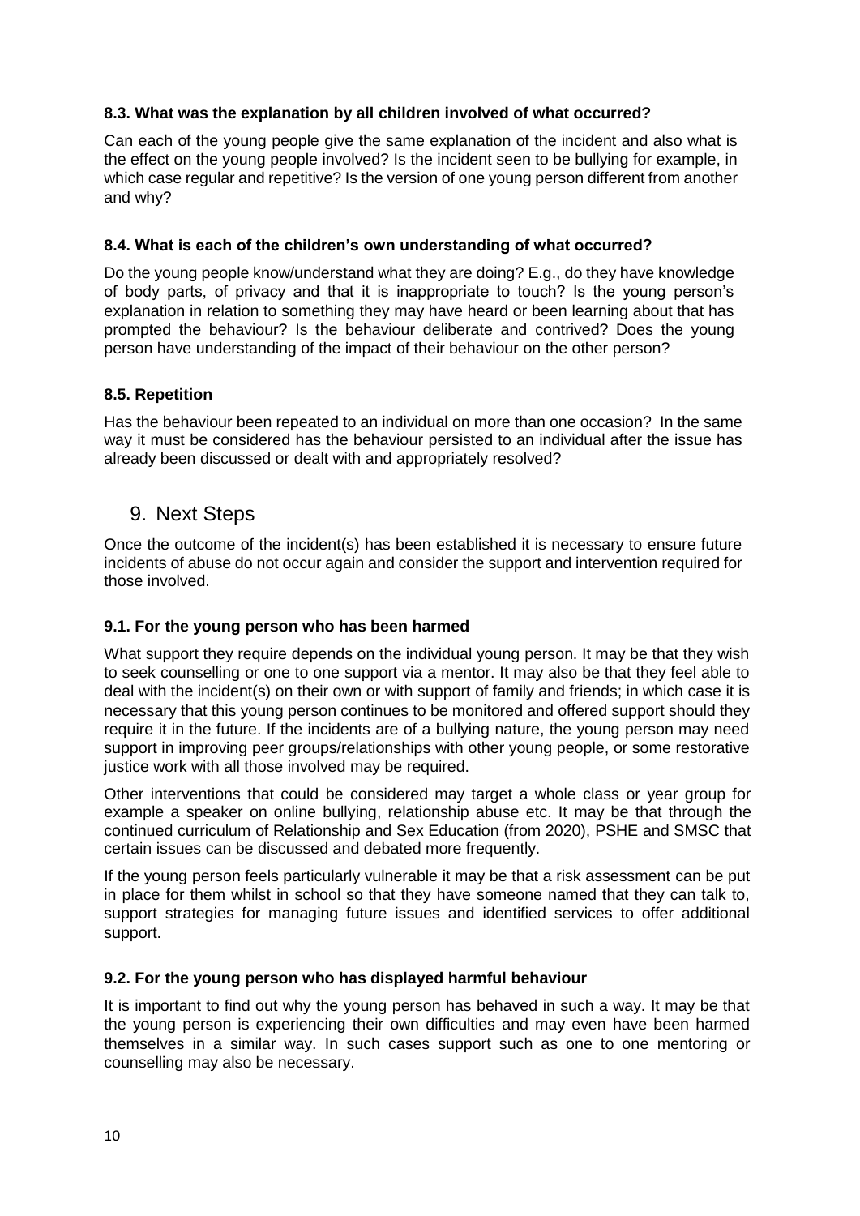### 8.3. What was the explanation by all children involved of what occurred?

Can each of the young people give the same explanation of the incident and also what is the effect on the young people involved? Is the incident seen to be bullying for example, in which case regular and repetitive? Is the version of one young person different from another and why?

### 8.4. What is each of the children's own understanding of what occurred?

Do the young people know/understand what they are doing? E.g., do they have knowledge of body parts, of privacy and that it is inappropriate to touch? Is the young person's explanation in relation to something they may have heard or been learning about that has prompted the behaviour? Is the behaviour deliberate and contrived? Does the young person have understanding of the impact of their behaviour on the other person?

### 8.5. Repetition

Has the behaviour been repeated to an individual on more than one occasion? In the same way it must be considered has the behaviour persisted to an individual after the issue has already been discussed or dealt with and appropriately resolved?

## 9. Next Steps

Once the outcome of the incident(s) has been established it is necessary to ensure future incidents of abuse do not occur again and consider the support and intervention required for those involved.

### 9.1. For the young person who has been harmed

What support they require depends on the individual young person. It may be that they wish to seek counselling or one to one support via a mentor. It may also be that they feel able to deal with the incident(s) on their own or with support of family and friends; in which case it is necessary that this young person continues to be monitored and offered support should they require it in the future. If the incidents are of a bullying nature, the young person may need support in improving peer groups/relationships with other young people, or some restorative justice work with all those involved may be required.

Other interventions that could be considered may target a whole class or year group for example a speaker on online bullying, relationship abuse etc. It may be that through the continued curriculum of Relationship and Sex Education (from 2020), PSHE and SMSC that certain issues can be discussed and debated more frequently.

If the young person feels particularly vulnerable it may be that a risk assessment can be put in place for them whilst in school so that they have someone named that they can talk to, support strategies for managing future issues and identified services to offer additional support.

### 9.2. For the young person who has displayed harmful behaviour

It is important to find out why the young person has behaved in such a way. It may be that the young person is experiencing their own difficulties and may even have been harmed themselves in a similar way. In such cases support such as one to one mentoring or counselling may also be necessary.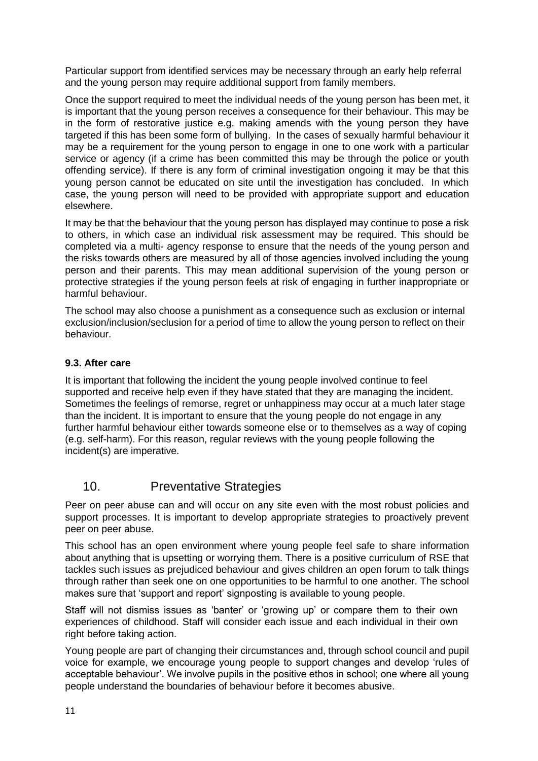Particular support from identified services may be necessary through an early help referral and the young person may require additional support from family members.

Once the support required to meet the individual needs of the young person has been met, it is important that the young person receives a consequence for their behaviour. This may be in the form of restorative justice e.g. making amends with the young person they have targeted if this has been some form of bullying. In the cases of sexually harmful behaviour it may be a requirement for the young person to engage in one to one work with a particular service or agency (if a crime has been committed this may be through the police or youth offending service). If there is any form of criminal investigation ongoing it may be that this young person cannot be educated on site until the investigation has concluded. In which case, the young person will need to be provided with appropriate support and education elsewhere.

It may be that the behaviour that the young person has displayed may continue to pose a risk to others, in which case an individual risk assessment may be required. This should be completed via a multi- agency response to ensure that the needs of the young person and the risks towards others are measured by all of those agencies involved including the young person and their parents. This may mean additional supervision of the young person or protective strategies if the young person feels at risk of engaging in further inappropriate or harmful behaviour.

The school may also choose a punishment as a consequence such as exclusion or internal exclusion/inclusion/seclusion for a period of time to allow the young person to reflect on their behaviour.

### 9.3. After care

It is important that following the incident the young people involved continue to feel supported and receive help even if they have stated that they are managing the incident. Sometimes the feelings of remorse, regret or unhappiness may occur at a much later stage than the incident. It is important to ensure that the young people do not engage in any further harmful behaviour either towards someone else or to themselves as a way of coping (e.g. self-harm). For this reason, regular reviews with the young people following the incident(s) are imperative.

## 10. Preventative Strategies

Peer on peer abuse can and will occur on any site even with the most robust policies and support processes. It is important to develop appropriate strategies to proactively prevent peer on peer abuse.

This school has an open environment where young people feel safe to share information about anything that is upsetting or worrying them. There is a positive curriculum of RSE that tackles such issues as prejudiced behaviour and gives children an open forum to talk things through rather than seek one on one opportunities to be harmful to one another. The school makes sure that 'support and report' signposting is available to young people.

Staff will not dismiss issues as 'banter' or 'growing up' or compare them to their own experiences of childhood. Staff will consider each issue and each individual in their own right before taking action.

Young people are part of changing their circumstances and, through school council and pupil voice for example, we encourage young people to support changes and develop 'rules of acceptable behaviour'. We involve pupils in the positive ethos in school; one where all young people understand the boundaries of behaviour before it becomes abusive.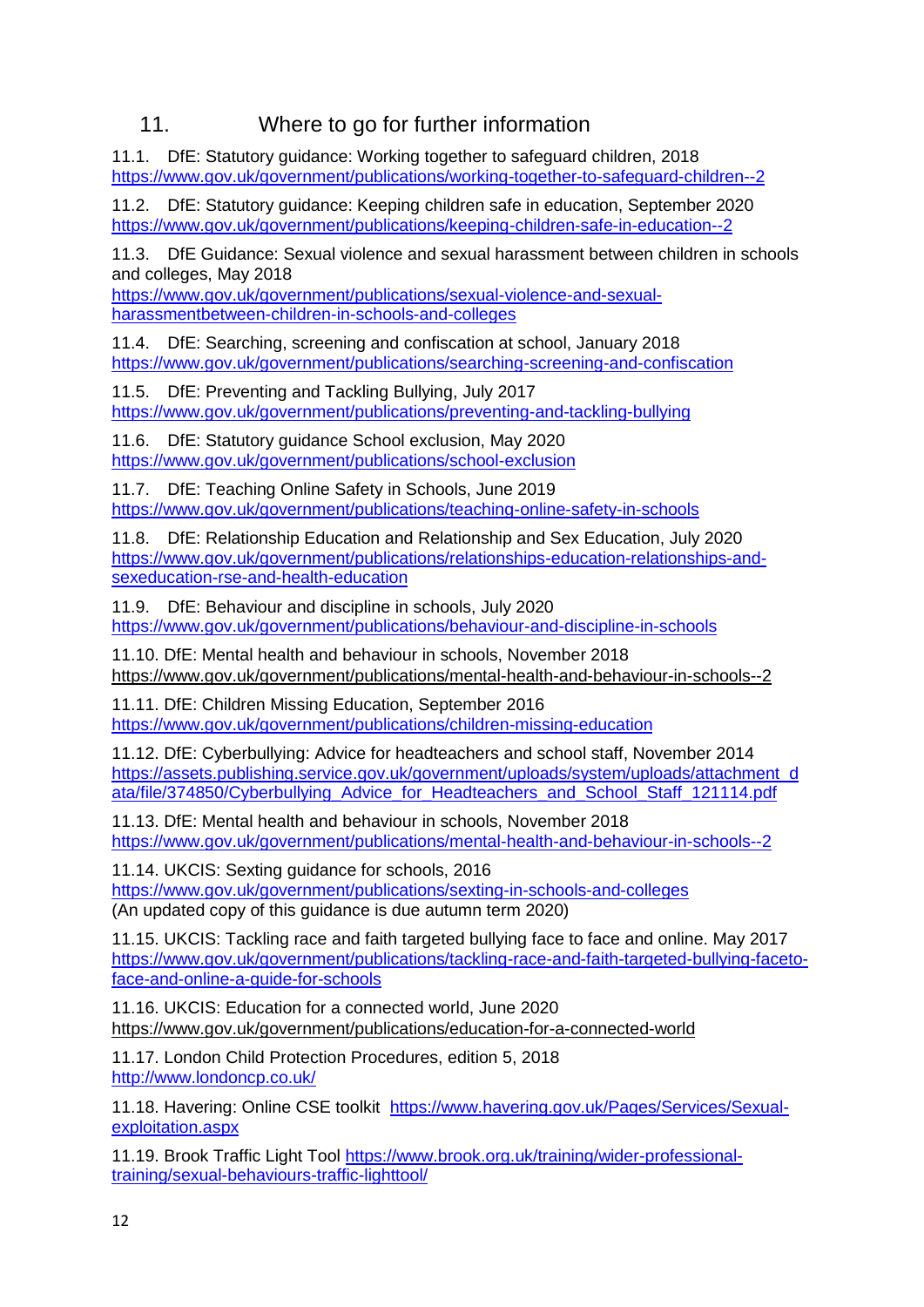## 11. Where to go for further information

11.1. DfE: Statutory guidance: Working together to safeguard children, 2018
https://www.gov.uk/government/publications/working-together-to-safeguard-children--2

11.2. DfE: Statutory guidance: Keeping children safe in education, September 2020
https://www.gov.uk/government/publications/keeping-children-safe-in-education--2

11.3. DfE Guidance: Sexual violence and sexual harassment between children in schools and colleges, May 2018
https://www.gov.uk/government/publications/sexual-violence-and-sexual-harassmentbetween-children-in-schools-and-colleges

11.4. DfE: Searching, screening and confiscation at school, January 2018
https://www.gov.uk/government/publications/searching-screening-and-confiscation

11.5. DfE: Preventing and Tackling Bullying, July 2017
https://www.gov.uk/government/publications/preventing-and-tackling-bullying

11.6. DfE: Statutory guidance School exclusion, May 2020
https://www.gov.uk/government/publications/school-exclusion

11.7. DfE: Teaching Online Safety in Schools, June 2019
https://www.gov.uk/government/publications/teaching-online-safety-in-schools

11.8. DfE: Relationship Education and Relationship and Sex Education, July 2020
https://www.gov.uk/government/publications/relationships-education-relationships-and-sexeducation-rse-and-health-education

11.9. DfE: Behaviour and discipline in schools, July 2020
https://www.gov.uk/government/publications/behaviour-and-discipline-in-schools

11.10. DfE: Mental health and behaviour in schools, November 2018
https://www.gov.uk/government/publications/mental-health-and-behaviour-in-schools--2

11.11. DfE: Children Missing Education, September 2016
https://www.gov.uk/government/publications/children-missing-education

11.12. DfE: Cyberbullying: Advice for headteachers and school staff, November 2014
https://assets.publishing.service.gov.uk/government/uploads/system/uploads/attachment_data/file/374850/Cyberbullying_Advice_for_Headteachers_and_School_Staff_121114.pdf

11.13. DfE: Mental health and behaviour in schools, November 2018
https://www.gov.uk/government/publications/mental-health-and-behaviour-in-schools--2

11.14. UKCIS: Sexting guidance for schools, 2016
https://www.gov.uk/government/publications/sexting-in-schools-and-colleges
(An updated copy of this guidance is due autumn term 2020)

11.15. UKCIS: Tackling race and faith targeted bullying face to face and online. May 2017
https://www.gov.uk/government/publications/tackling-race-and-faith-targeted-bullying-faceto-face-and-online-a-guide-for-schools

11.16. UKCIS: Education for a connected world, June 2020
https://www.gov.uk/government/publications/education-for-a-connected-world

11.17. London Child Protection Procedures, edition 5, 2018
http://www.londoncp.co.uk/

11.18. Havering: Online CSE toolkit https://www.havering.gov.uk/Pages/Services/Sexual-exploitation.aspx

11.19. Brook Traffic Light Tool https://www.brook.org.uk/training/wider-professional-training/sexual-behaviours-traffic-lighttool/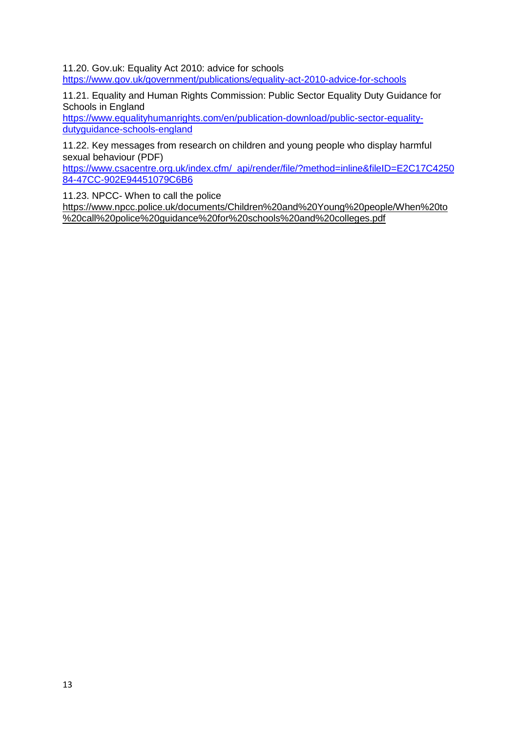11.20. Gov.uk: Equality Act 2010: advice for schools
https://www.gov.uk/government/publications/equality-act-2010-advice-for-schools

11.21. Equality and Human Rights Commission: Public Sector Equality Duty Guidance for Schools in England
https://www.equalityhumanrights.com/en/publication-download/public-sector-equality-dutyguidance-schools-england

11.22. Key messages from research on children and young people who display harmful sexual behaviour (PDF)
https://www.csacentre.org.uk/index.cfm/_api/render/file/?method=inline&fileID=E2C17C425084-47CC-902E94451079C6B6

11.23. NPCC- When to call the police
https://www.npcc.police.uk/documents/Children%20and%20Young%20people/When%20to%20call%20police%20guidance%20for%20schools%20and%20colleges.pdf